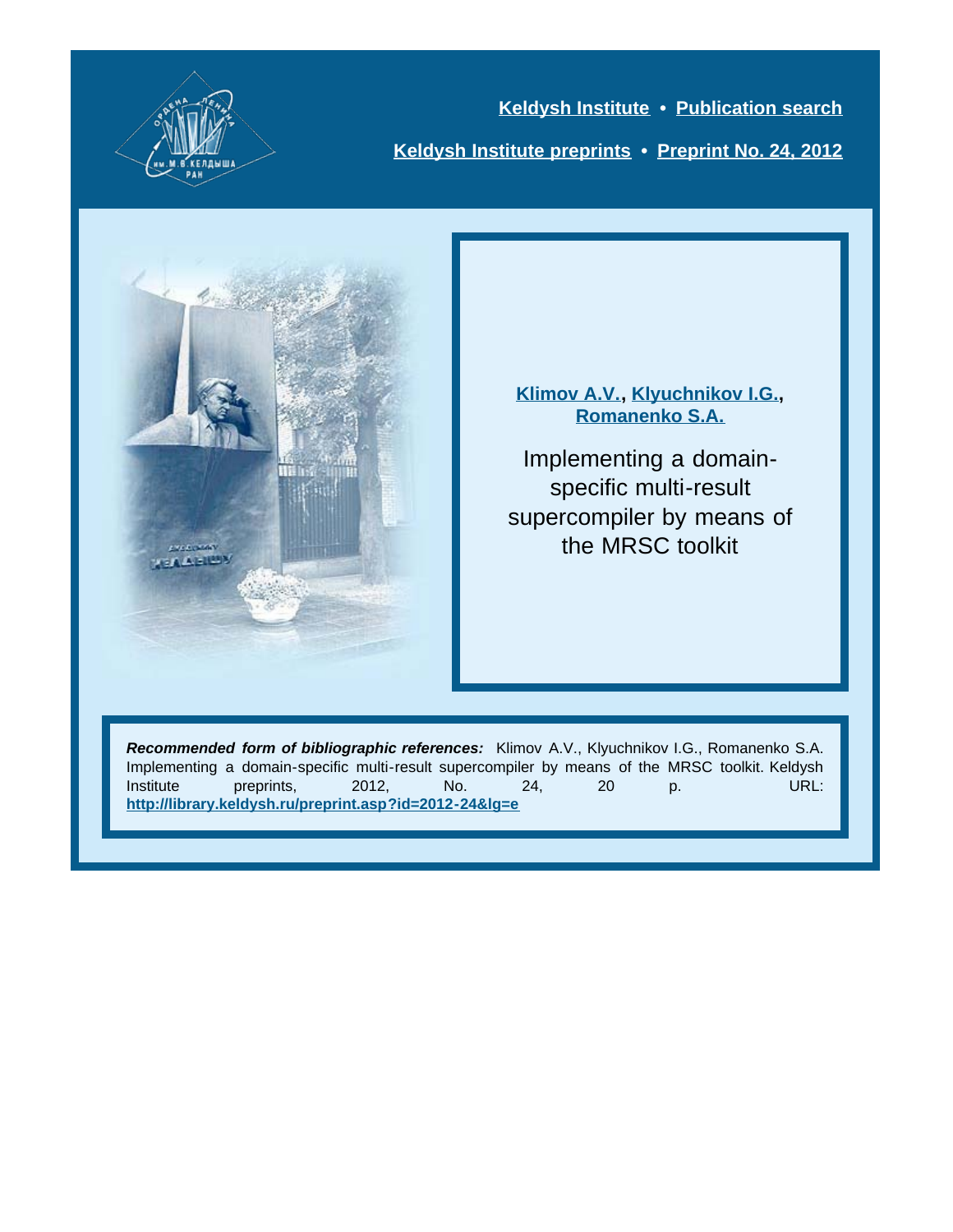**Keldysh Institute** • **Publication search**

**Keldysh Institute preprints** • **Preprint No. 24, 2012**

**Klimov A.V., Klyuchnikov I.G., Romanenko S.A.**

# Implementing a domain-specific multi-result supercompiler by means of the MRSC toolkit

***Recommended form of bibliographic references:*** Klimov A.V., Klyuchnikov I.G., Romanenko S.A. Implementing a domain-specific multi-result supercompiler by means of the MRSC toolkit. Keldysh Institute preprints, 2012, No. 24, 20 p. URL: **http://library.keldysh.ru/preprint.asp?id=2012-24&lg=e**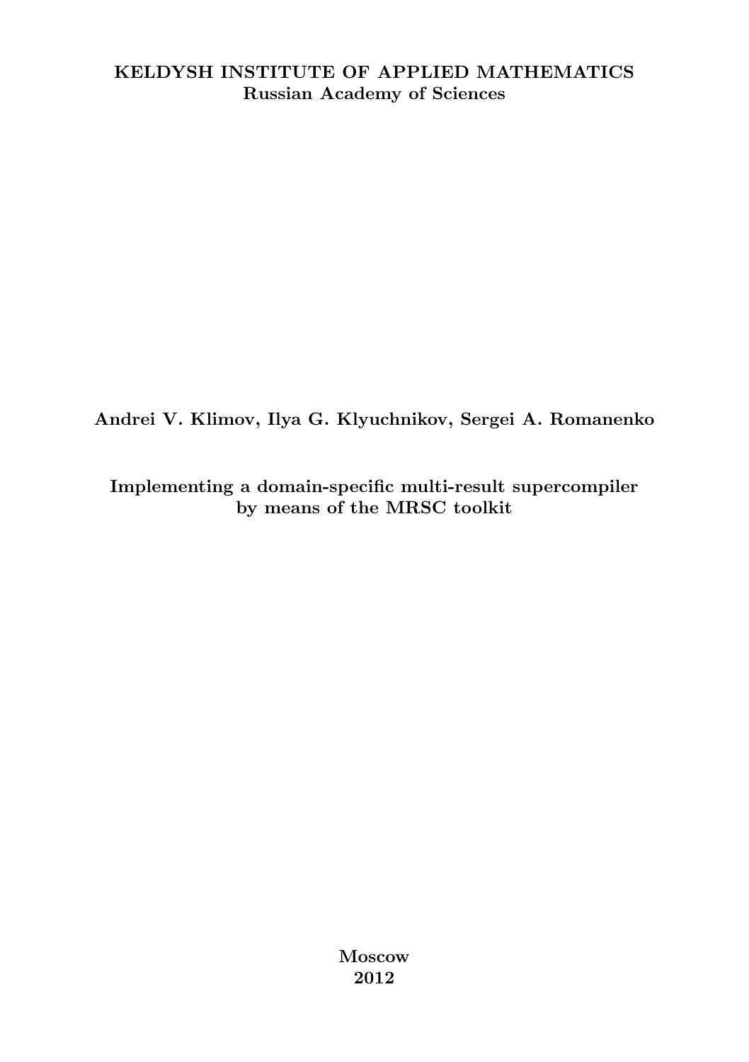**KELDYSH INSTITUTE OF APPLIED MATHEMATICS**
**Russian Academy of Sciences**

**Andrei V. Klimov, Ilya G. Klyuchnikov, Sergei A. Romanenko**

**Implementing a domain-specific multi-result supercompiler by means of the MRSC toolkit**

**Moscow**
**2012**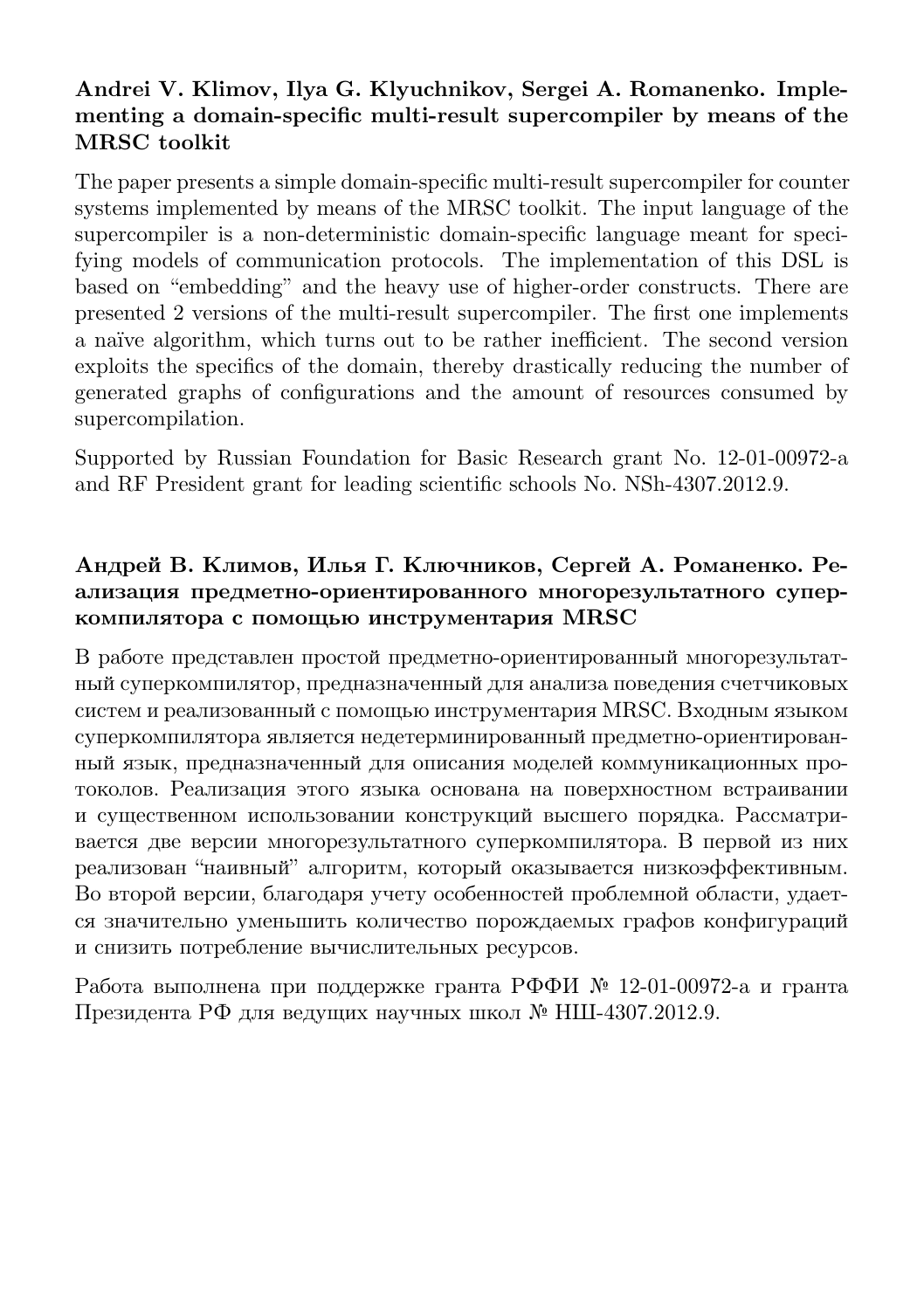**Andrei V. Klimov, Ilya G. Klyuchnikov, Sergei A. Romanenko. Implementing a domain-specific multi-result supercompiler by means of the MRSC toolkit**

The paper presents a simple domain-specific multi-result supercompiler for counter systems implemented by means of the MRSC toolkit. The input language of the supercompiler is a non-deterministic domain-specific language meant for specifying models of communication protocols. The implementation of this DSL is based on "embedding" and the heavy use of higher-order constructs. There are presented 2 versions of the multi-result supercompiler. The first one implements a naïve algorithm, which turns out to be rather inefficient. The second version exploits the specifics of the domain, thereby drastically reducing the number of generated graphs of configurations and the amount of resources consumed by supercompilation.

Supported by Russian Foundation for Basic Research grant No. 12-01-00972-a and RF President grant for leading scientific schools No. NSh-4307.2012.9.

**Андрей В. Климов, Илья Г. Ключников, Сергей А. Романенко. Реализация предметно-ориентированного многорезультатного суперкомпилятора с помощью инструментария MRSC**

В работе представлен простой предметно-ориентированный многорезультатный суперкомпилятор, предназначенный для анализа поведения счетчиковых систем и реализованный с помощью инструментария MRSC. Входным языком суперкомпилятора является недетерминированный предметно-ориентированный язык, предназначенный для описания моделей коммуникационных протоколов. Реализация этого языка основана на поверхностном встраивании и существенном использовании конструкций высшего порядка. Рассматривается две версии многорезультатного суперкомпилятора. В первой из них реализован "наивный" алгоритм, который оказывается низкоэффективным. Во второй версии, благодаря учету особенностей проблемной области, удается значительно уменьшить количество порождаемых графов конфигураций и снизить потребление вычислительных ресурсов.

Работа выполнена при поддержке гранта РФФИ № 12-01-00972-а и гранта Президента РФ для ведущих научных школ № НШ-4307.2012.9.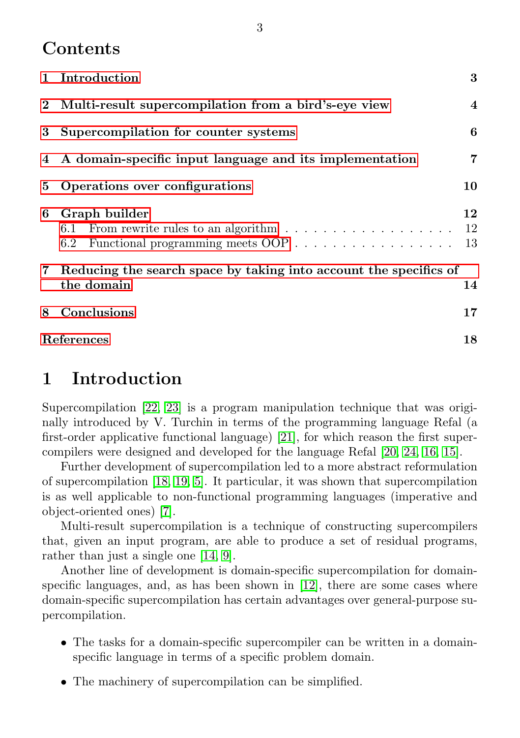## Contents

1 Introduction 3

2 Multi-result supercompilation from a bird's-eye view 4

3 Supercompilation for counter systems 6

4 A domain-specific input language and its implementation 7

5 Operations over configurations 10

6 Graph builder 12
- 6.1 From rewrite rules to an algorithm . . . . . . . . . . . . . . . . . . 12
- 6.2 Functional programming meets OOP . . . . . . . . . . . . . . . . . . 13

7 Reducing the search space by taking into account the specifics of the domain 14

8 Conclusions 17

References 18

# 1 Introduction

Supercompilation [22, 23] is a program manipulation technique that was originally introduced by V. Turchin in terms of the programming language Refal (a first-order applicative functional language) [21], for which reason the first supercompilers were designed and developed for the language Refal [20, 24, 16, 15].

Further development of supercompilation led to a more abstract reformulation of supercompilation [18, 19, 5]. It particular, it was shown that supercompilation is as well applicable to non-functional programming languages (imperative and object-oriented ones) [7].

Multi-result supercompilation is a technique of constructing supercompilers that, given an input program, are able to produce a set of residual programs, rather than just a single one [14, 9].

Another line of development is domain-specific supercompilation for domain-specific languages, and, as has been shown in [12], there are some cases where domain-specific supercompilation has certain advantages over general-purpose supercompilation.

- The tasks for a domain-specific supercompiler can be written in a domain-specific language in terms of a specific problem domain.
- The machinery of supercompilation can be simplified.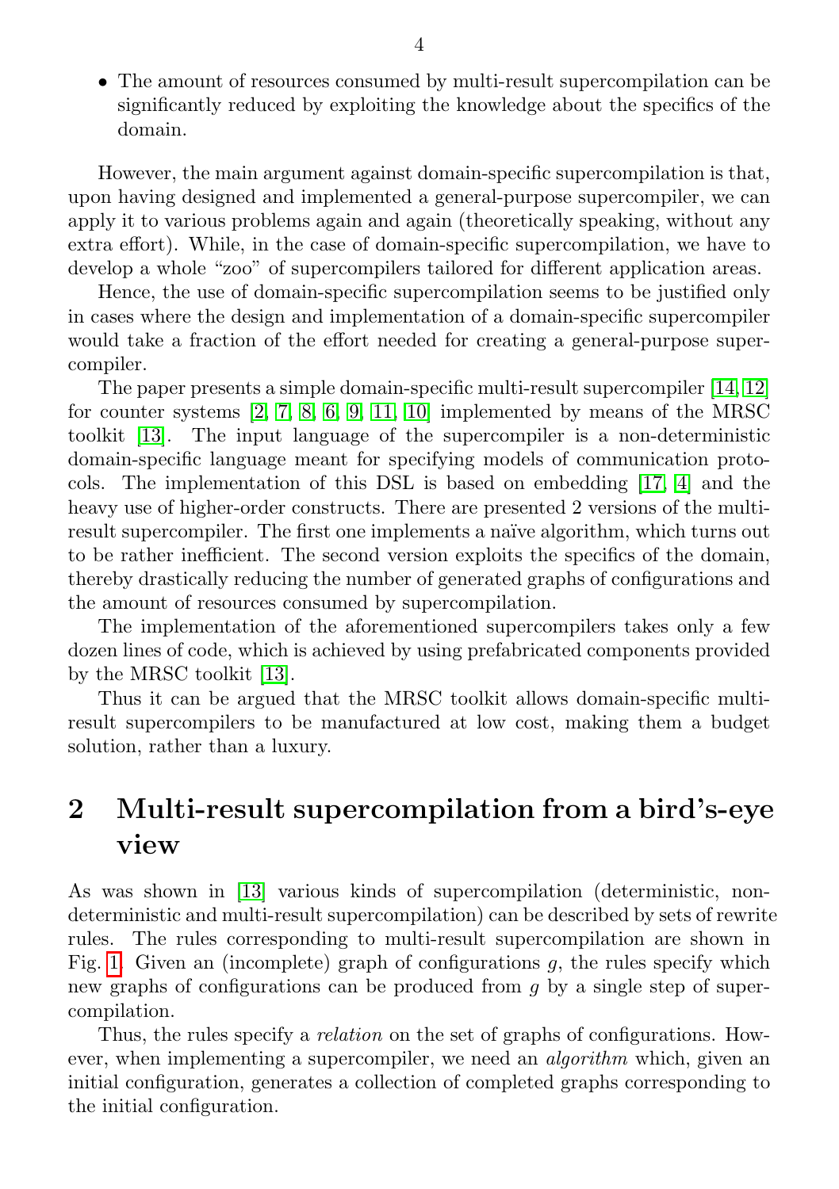- The amount of resources consumed by multi-result supercompilation can be significantly reduced by exploiting the knowledge about the specifics of the domain.

However, the main argument against domain-specific supercompilation is that, upon having designed and implemented a general-purpose supercompiler, we can apply it to various problems again and again (theoretically speaking, without any extra effort). While, in the case of domain-specific supercompilation, we have to develop a whole "zoo" of supercompilers tailored for different application areas.

Hence, the use of domain-specific supercompilation seems to be justified only in cases where the design and implementation of a domain-specific supercompiler would take a fraction of the effort needed for creating a general-purpose supercompiler.

The paper presents a simple domain-specific multi-result supercompiler [14, 12] for counter systems [2, 7, 8, 6, 9, 11, 10] implemented by means of the MRSC toolkit [13]. The input language of the supercompiler is a non-deterministic domain-specific language meant for specifying models of communication protocols. The implementation of this DSL is based on embedding [17, 4] and the heavy use of higher-order constructs. There are presented 2 versions of the multi-result supercompiler. The first one implements a naïve algorithm, which turns out to be rather inefficient. The second version exploits the specifics of the domain, thereby drastically reducing the number of generated graphs of configurations and the amount of resources consumed by supercompilation.

The implementation of the aforementioned supercompilers takes only a few dozen lines of code, which is achieved by using prefabricated components provided by the MRSC toolkit [13].

Thus it can be argued that the MRSC toolkit allows domain-specific multi-result supercompilers to be manufactured at low cost, making them a budget solution, rather than a luxury.

## 2 Multi-result supercompilation from a bird's-eye view

As was shown in [13] various kinds of supercompilation (deterministic, non-deterministic and multi-result supercompilation) can be described by sets of rewrite rules. The rules corresponding to multi-result supercompilation are shown in Fig. 1. Given an (incomplete) graph of configurations $g$, the rules specify which new graphs of configurations can be produced from $g$ by a single step of supercompilation.

Thus, the rules specify a *relation* on the set of graphs of configurations. However, when implementing a supercompiler, we need an *algorithm* which, given an initial configuration, generates a collection of completed graphs corresponding to the initial configuration.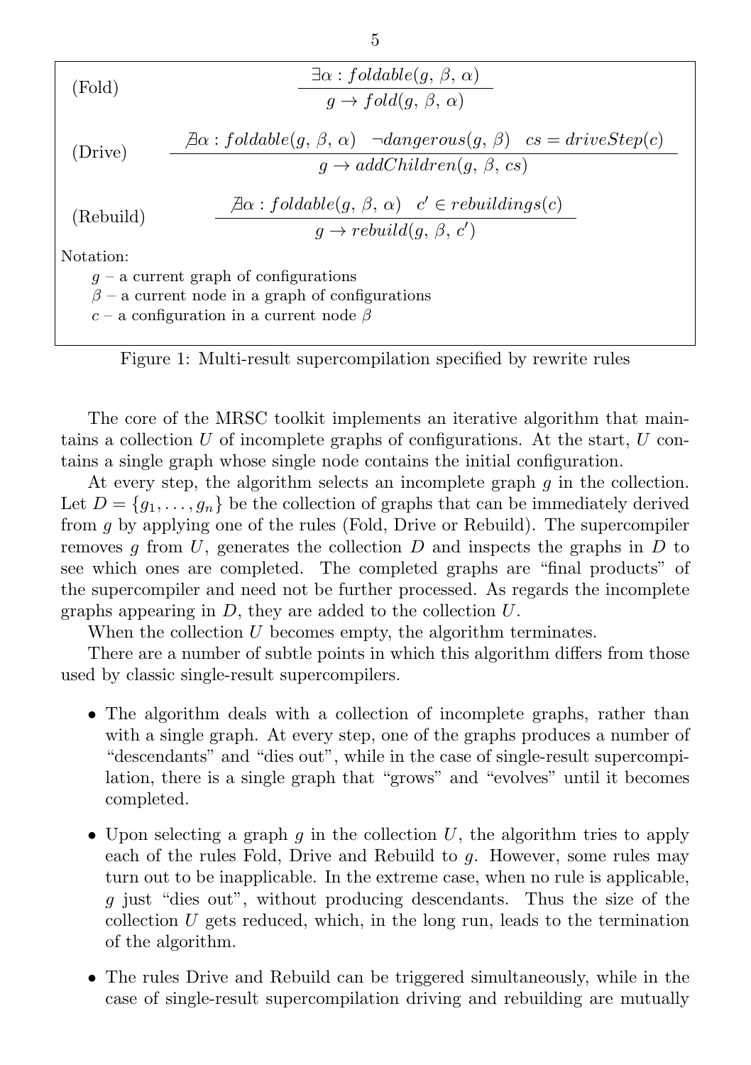| | |
|---|---|
| (Fold) | $$\frac{\exists\alpha : foldable(g,\, \beta,\, \alpha)}{g \rightarrow fold(g,\, \beta,\, \alpha)}$$ |
| (Drive) | $$\frac{\nexists\alpha : foldable(g,\, \beta,\, \alpha) \quad \neg dangerous(g,\, \beta) \quad cs = driveStep(c)}{g \rightarrow addChildren(g,\, \beta,\, cs)}$$ |
| (Rebuild) | $$\frac{\nexists\alpha : foldable(g,\, \beta,\, \alpha) \quad c' \in rebuildings(c)}{g \rightarrow rebuild(g,\, \beta,\, c')}$$ |

Notation:
- $g$ – a current graph of configurations
- $\beta$ – a current node in a graph of configurations
- $c$ – a configuration in a current node $\beta$

Figure 1: Multi-result supercompilation specified by rewrite rules

The core of the MRSC toolkit implements an iterative algorithm that maintains a collection $U$ of incomplete graphs of configurations. At the start, $U$ contains a single graph whose single node contains the initial configuration.

At every step, the algorithm selects an incomplete graph $g$ in the collection. Let $D = \{g_1, \ldots, g_n\}$ be the collection of graphs that can be immediately derived from $g$ by applying one of the rules (Fold, Drive or Rebuild). The supercompiler removes $g$ from $U$, generates the collection $D$ and inspects the graphs in $D$ to see which ones are completed. The completed graphs are "final products" of the supercompiler and need not be further processed. As regards the incomplete graphs appearing in $D$, they are added to the collection $U$.

When the collection $U$ becomes empty, the algorithm terminates.

There are a number of subtle points in which this algorithm differs from those used by classic single-result supercompilers.

- The algorithm deals with a collection of incomplete graphs, rather than with a single graph. At every step, one of the graphs produces a number of "descendants" and "dies out", while in the case of single-result supercompilation, there is a single graph that "grows" and "evolves" until it becomes completed.
- Upon selecting a graph $g$ in the collection $U$, the algorithm tries to apply each of the rules Fold, Drive and Rebuild to $g$. However, some rules may turn out to be inapplicable. In the extreme case, when no rule is applicable, $g$ just "dies out", without producing descendants. Thus the size of the collection $U$ gets reduced, which, in the long run, leads to the termination of the algorithm.
- The rules Drive and Rebuild can be triggered simultaneously, while in the case of single-result supercompilation driving and rebuilding are mutually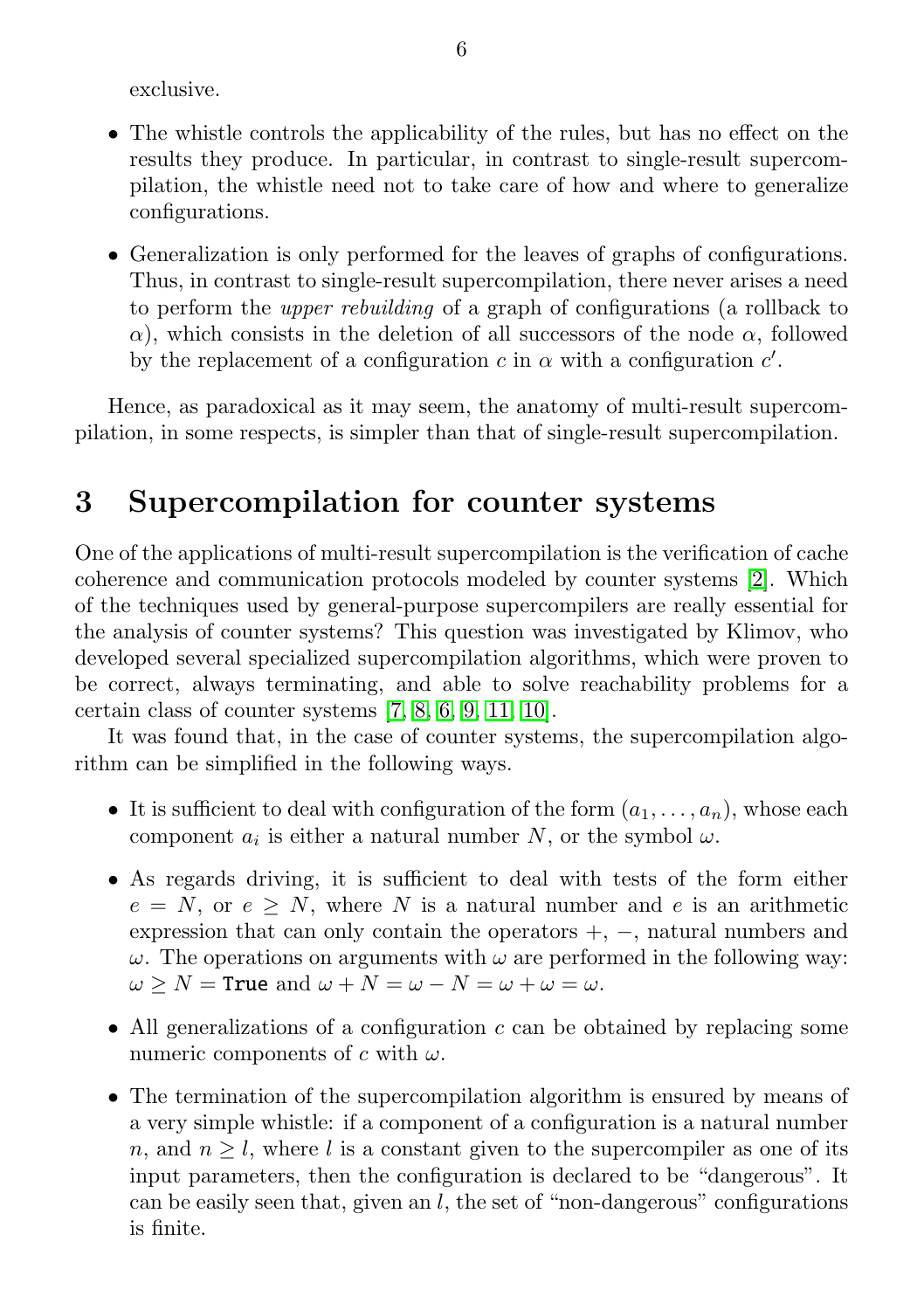exclusive.

- The whistle controls the applicability of the rules, but has no effect on the results they produce. In particular, in contrast to single-result supercompilation, the whistle need not to take care of how and where to generalize configurations.
- Generalization is only performed for the leaves of graphs of configurations. Thus, in contrast to single-result supercompilation, there never arises a need to perform the *upper rebuilding* of a graph of configurations (a rollback to $\alpha$), which consists in the deletion of all successors of the node $\alpha$, followed by the replacement of a configuration $c$ in $\alpha$ with a configuration $c'$.

Hence, as paradoxical as it may seem, the anatomy of multi-result supercompilation, in some respects, is simpler than that of single-result supercompilation.

## 3 Supercompilation for counter systems

One of the applications of multi-result supercompilation is the verification of cache coherence and communication protocols modeled by counter systems [2]. Which of the techniques used by general-purpose supercompilers are really essential for the analysis of counter systems? This question was investigated by Klimov, who developed several specialized supercompilation algorithms, which were proven to be correct, always terminating, and able to solve reachability problems for a certain class of counter systems [7, 8, 6, 9, 11, 10].

It was found that, in the case of counter systems, the supercompilation algorithm can be simplified in the following ways.

- It is sufficient to deal with configuration of the form $(a_1, \ldots, a_n)$, whose each component $a_i$ is either a natural number $N$, or the symbol $\omega$.
- As regards driving, it is sufficient to deal with tests of the form either $e = N$, or $e \geq N$, where $N$ is a natural number and $e$ is an arithmetic expression that can only contain the operators $+$, $-$, natural numbers and $\omega$. The operations on arguments with $\omega$ are performed in the following way: $\omega \geq N = \texttt{True}$ and $\omega + N = \omega - N = \omega + \omega = \omega$.
- All generalizations of a configuration $c$ can be obtained by replacing some numeric components of $c$ with $\omega$.
- The termination of the supercompilation algorithm is ensured by means of a very simple whistle: if a component of a configuration is a natural number $n$, and $n \geq l$, where $l$ is a constant given to the supercompiler as one of its input parameters, then the configuration is declared to be "dangerous". It can be easily seen that, given an $l$, the set of "non-dangerous" configurations is finite.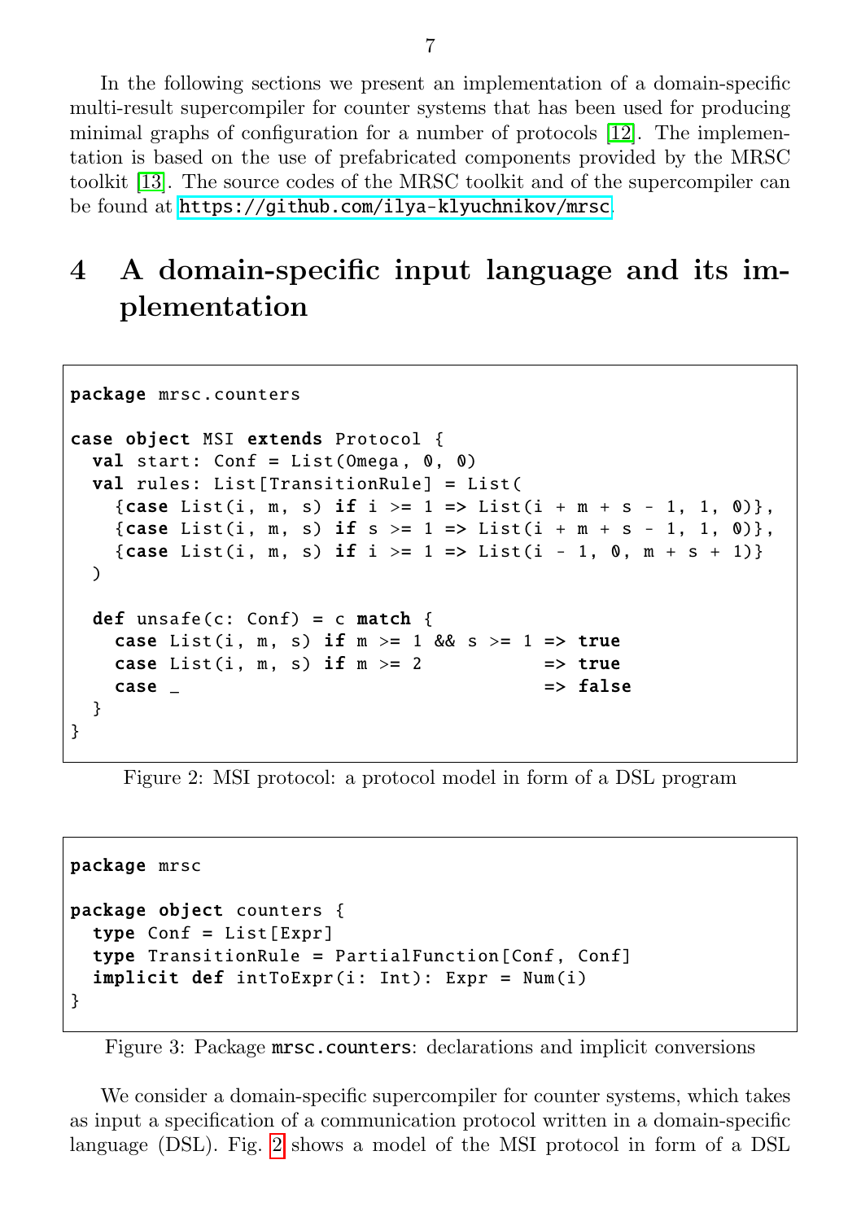In the following sections we present an implementation of a domain-specific multi-result supercompiler for counter systems that has been used for producing minimal graphs of configuration for a number of protocols [12]. The implementation is based on the use of prefabricated components provided by the MRSC toolkit [13]. The source codes of the MRSC toolkit and of the supercompiler can be found at https://github.com/ilya-klyuchnikov/mrsc.

# 4 A domain-specific input language and its implementation

```
package mrsc.counters

case object MSI extends Protocol {
  val start: Conf = List(Omega, 0, 0)
  val rules: List[TransitionRule] = List(
    {case List(i, m, s) if i >= 1 => List(i + m + s - 1, 1, 0)},
    {case List(i, m, s) if s >= 1 => List(i + m + s - 1, 1, 0)},
    {case List(i, m, s) if i >= 1 => List(i - 1, 0, m + s + 1)}
  )

  def unsafe(c: Conf) = c match {
    case List(i, m, s) if m >= 1 && s >= 1 => true
    case List(i, m, s) if m >= 2           => true
    case _                                 => false
  }
}
```

Figure 2: MSI protocol: a protocol model in form of a DSL program

```
package mrsc

package object counters {
  type Conf = List[Expr]
  type TransitionRule = PartialFunction[Conf, Conf]
  implicit def intToExpr(i: Int): Expr = Num(i)
}
```

Figure 3: Package `mrsc.counters`: declarations and implicit conversions

We consider a domain-specific supercompiler for counter systems, which takes as input a specification of a communication protocol written in a domain-specific language (DSL). Fig. 2 shows a model of the MSI protocol in form of a DSL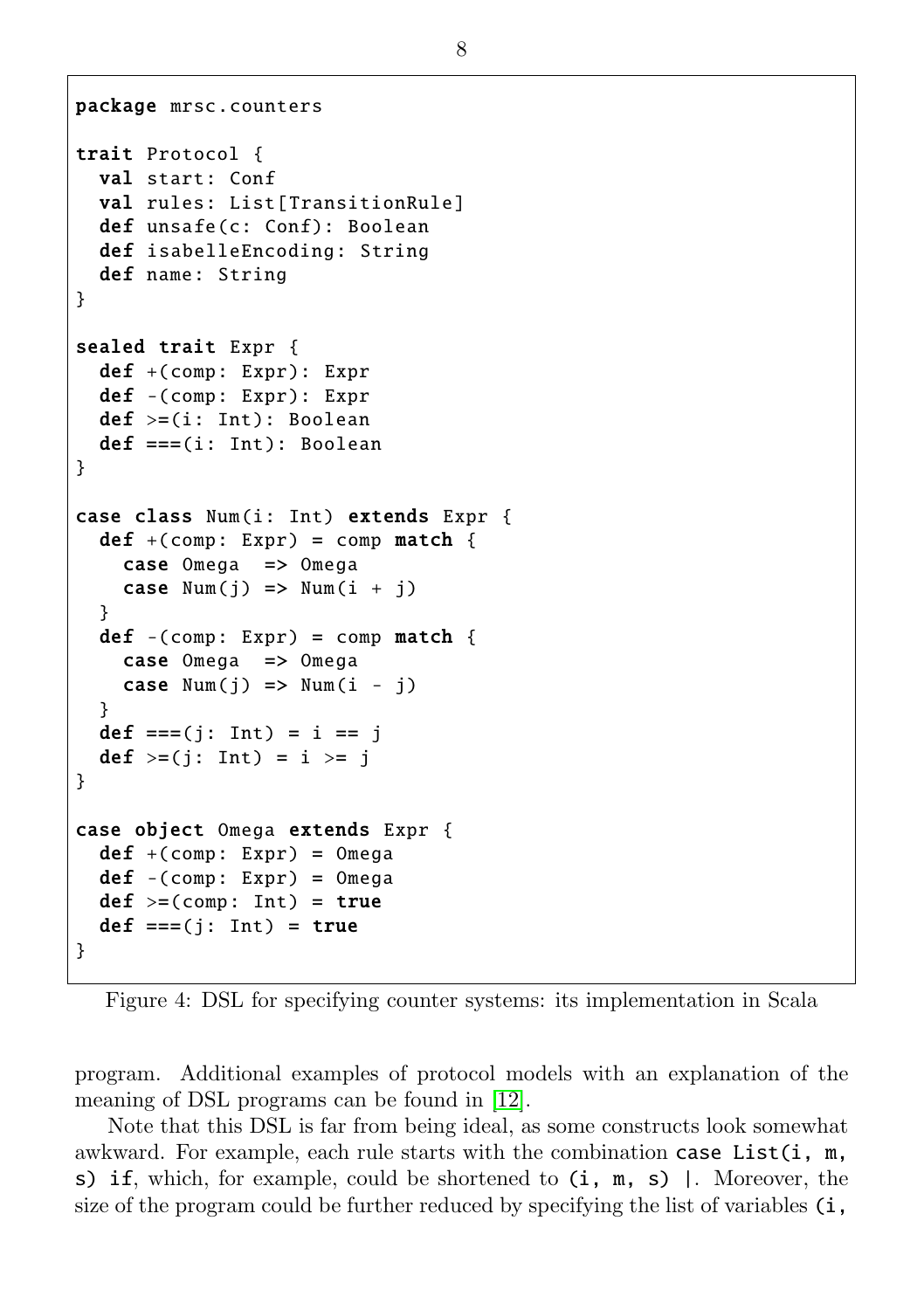```
package mrsc.counters

trait Protocol {
  val start: Conf
  val rules: List[TransitionRule]
  def unsafe(c: Conf): Boolean
  def isabelleEncoding: String
  def name: String
}

sealed trait Expr {
  def +(comp: Expr): Expr
  def -(comp: Expr): Expr
  def >=(i: Int): Boolean
  def ===(i: Int): Boolean
}

case class Num(i: Int) extends Expr {
  def +(comp: Expr) = comp match {
    case Omega  => Omega
    case Num(j) => Num(i + j)
  }
  def -(comp: Expr) = comp match {
    case Omega  => Omega
    case Num(j) => Num(i - j)
  }
  def ===(j: Int) = i == j
  def >=(j: Int) = i >= j
}

case object Omega extends Expr {
  def +(comp: Expr) = Omega
  def -(comp: Expr) = Omega
  def >=(comp: Int) = true
  def ===(j: Int) = true
}
```

Figure 4: DSL for specifying counter systems: its implementation in Scala

program. Additional examples of protocol models with an explanation of the meaning of DSL programs can be found in [12].

Note that this DSL is far from being ideal, as some constructs look somewhat awkward. For example, each rule starts with the combination `case List(i, m, s) if`, which, for example, could be shortened to `(i, m, s) |`. Moreover, the size of the program could be further reduced by specifying the list of variables `(i,`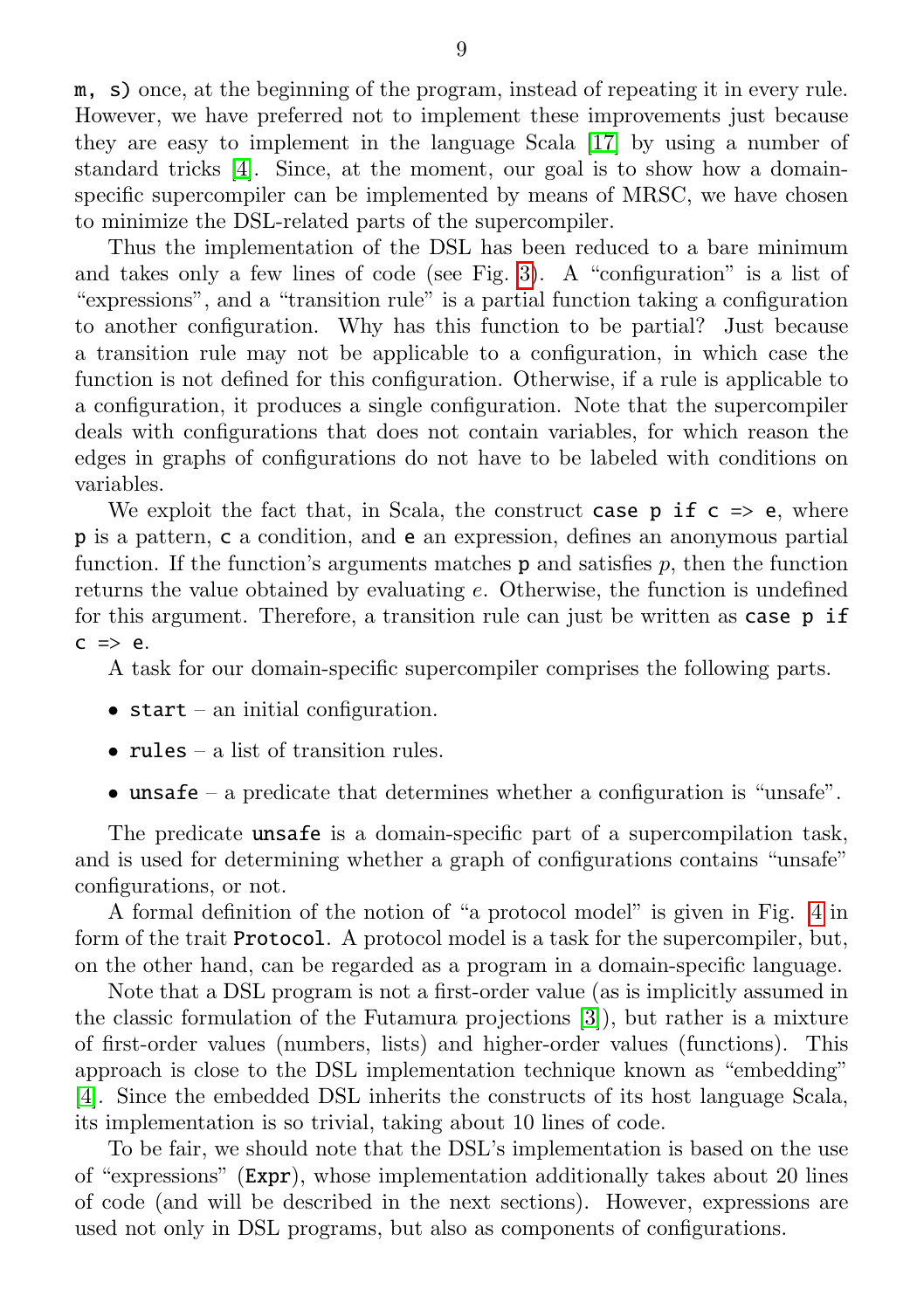`m, s)` once, at the beginning of the program, instead of repeating it in every rule. However, we have preferred not to implement these improvements just because they are easy to implement in the language Scala [17] by using a number of standard tricks [4]. Since, at the moment, our goal is to show how a domain-specific supercompiler can be implemented by means of MRSC, we have chosen to minimize the DSL-related parts of the supercompiler.

Thus the implementation of the DSL has been reduced to a bare minimum and takes only a few lines of code (see Fig. 3). A "configuration" is a list of "expressions", and a "transition rule" is a partial function taking a configuration to another configuration. Why has this function to be partial? Just because a transition rule may not be applicable to a configuration, in which case the function is not defined for this configuration. Otherwise, if a rule is applicable to a configuration, it produces a single configuration. Note that the supercompiler deals with configurations that does not contain variables, for which reason the edges in graphs of configurations do not have to be labeled with conditions on variables.

We exploit the fact that, in Scala, the construct `case p if c => e`, where `p` is a pattern, `c` a condition, and `e` an expression, defines an anonymous partial function. If the function's arguments matches `p` and satisfies $p$, then the function returns the value obtained by evaluating $e$. Otherwise, the function is undefined for this argument. Therefore, a transition rule can just be written as `case p if c => e`.

A task for our domain-specific supercompiler comprises the following parts.

- `start` – an initial configuration.
- `rules` – a list of transition rules.
- `unsafe` – a predicate that determines whether a configuration is "unsafe".

The predicate `unsafe` is a domain-specific part of a supercompilation task, and is used for determining whether a graph of configurations contains "unsafe" configurations, or not.

A formal definition of the notion of "a protocol model" is given in Fig. 4 in form of the trait `Protocol`. A protocol model is a task for the supercompiler, but, on the other hand, can be regarded as a program in a domain-specific language.

Note that a DSL program is not a first-order value (as is implicitly assumed in the classic formulation of the Futamura projections [3]), but rather is a mixture of first-order values (numbers, lists) and higher-order values (functions). This approach is close to the DSL implementation technique known as "embedding" [4]. Since the embedded DSL inherits the constructs of its host language Scala, its implementation is so trivial, taking about 10 lines of code.

To be fair, we should note that the DSL's implementation is based on the use of "expressions" (`Expr`), whose implementation additionally takes about 20 lines of code (and will be described in the next sections). However, expressions are used not only in DSL programs, but also as components of configurations.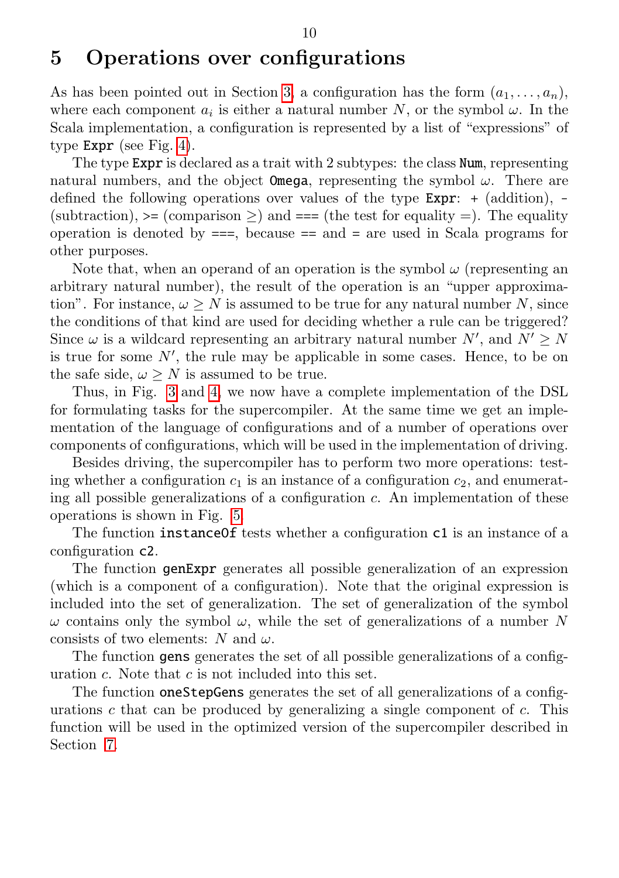# 5 Operations over configurations

As has been pointed out in Section 3, a configuration has the form $(a_1, \ldots, a_n)$, where each component $a_i$ is either a natural number $N$, or the symbol $\omega$. In the Scala implementation, a configuration is represented by a list of "expressions" of type `Expr` (see Fig. 4).

The type `Expr` is declared as a trait with 2 subtypes: the class `Num`, representing natural numbers, and the object `Omega`, representing the symbol $\omega$. There are defined the following operations over values of the type `Expr`: `+` (addition), `-` (subtraction), `>=` (comparison $\geq$) and `===` (the test for equality $=$). The equality operation is denoted by `===`, because `==` and `=` are used in Scala programs for other purposes.

Note that, when an operand of an operation is the symbol $\omega$ (representing an arbitrary natural number), the result of the operation is an "upper approximation". For instance, $\omega \geq N$ is assumed to be true for any natural number $N$, since the conditions of that kind are used for deciding whether a rule can be triggered? Since $\omega$ is a wildcard representing an arbitrary natural number $N'$, and $N' \geq N$ is true for some $N'$, the rule may be applicable in some cases. Hence, to be on the safe side, $\omega \geq N$ is assumed to be true.

Thus, in Fig. 3 and 4, we now have a complete implementation of the DSL for formulating tasks for the supercompiler. At the same time we get an implementation of the language of configurations and of a number of operations over components of configurations, which will be used in the implementation of driving.

Besides driving, the supercompiler has to perform two more operations: testing whether a configuration $c_1$ is an instance of a configuration $c_2$, and enumerating all possible generalizations of a configuration $c$. An implementation of these operations is shown in Fig. 5.

The function `instanceOf` tests whether a configuration `c1` is an instance of a configuration `c2`.

The function `genExpr` generates all possible generalization of an expression (which is a component of a configuration). Note that the original expression is included into the set of generalization. The set of generalization of the symbol $\omega$ contains only the symbol $\omega$, while the set of generalizations of a number $N$ consists of two elements: $N$ and $\omega$.

The function `gens` generates the set of all possible generalizations of a configuration $c$. Note that $c$ is not included into this set.

The function `oneStepGens` generates the set of all generalizations of a configurations $c$ that can be produced by generalizing a single component of $c$. This function will be used in the optimized version of the supercompiler described in Section 7.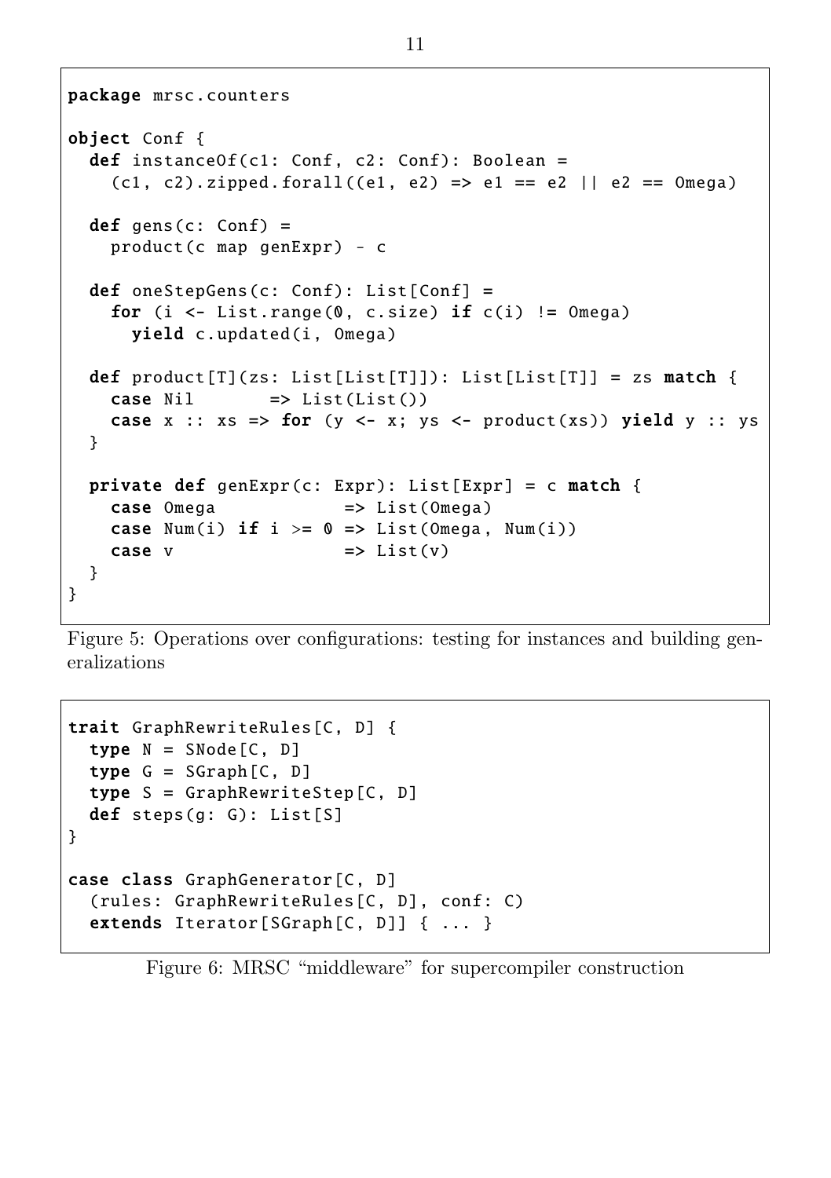```
package mrsc.counters

object Conf {
  def instanceOf(c1: Conf, c2: Conf): Boolean =
    (c1, c2).zipped.forall((e1, e2) => e1 == e2 || e2 == Omega)

  def gens(c: Conf) =
    product(c map genExpr) - c

  def oneStepGens(c: Conf): List[Conf] =
    for (i <- List.range(0, c.size) if c(i) != Omega)
      yield c.updated(i, Omega)

  def product[T](zs: List[List[T]]): List[List[T]] = zs match {
    case Nil       => List(List())
    case x :: xs => for (y <- x; ys <- product(xs)) yield y :: ys
  }

  private def genExpr(c: Expr): List[Expr] = c match {
    case Omega             => List(Omega)
    case Num(i) if i >= 0 => List(Omega, Num(i))
    case v                 => List(v)
  }
}
```

Figure 5: Operations over configurations: testing for instances and building generalizations

```
trait GraphRewriteRules[C, D] {
  type N = SNode[C, D]
  type G = SGraph[C, D]
  type S = GraphRewriteStep[C, D]
  def steps(g: G): List[S]
}

case class GraphGenerator[C, D]
  (rules: GraphRewriteRules[C, D], conf: C)
  extends Iterator[SGraph[C, D]] { ... }
```

Figure 6: MRSC "middleware" for supercompiler construction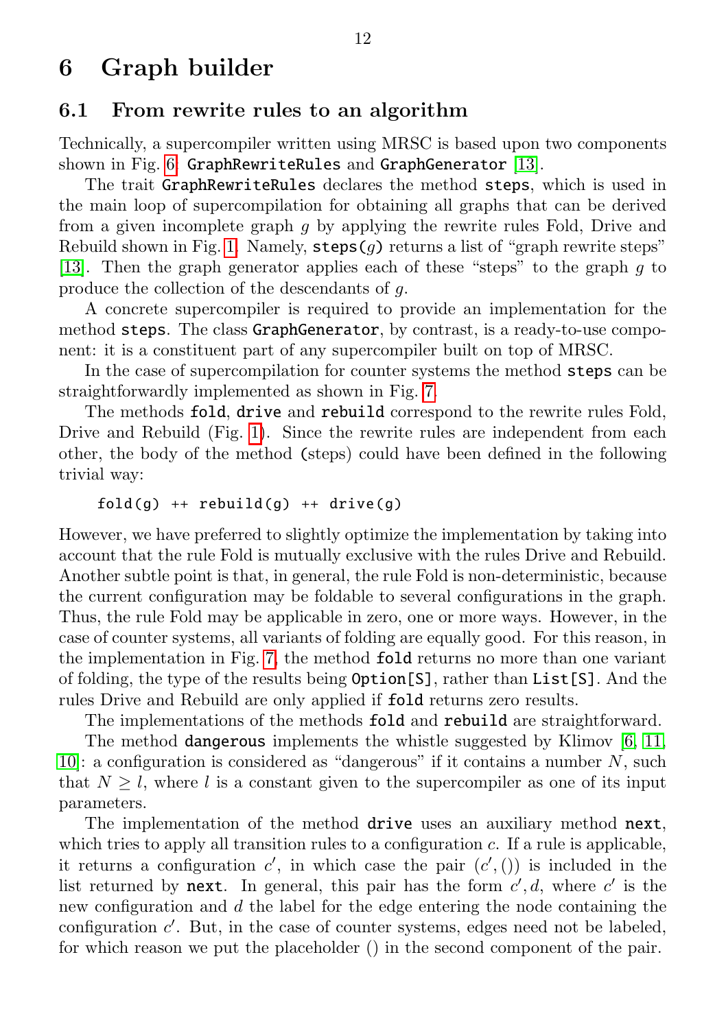# 6 Graph builder

## 6.1 From rewrite rules to an algorithm

Technically, a supercompiler written using MRSC is based upon two components shown in Fig. 6: `GraphRewriteRules` and `GraphGenerator` [13].

The trait `GraphRewriteRules` declares the method `steps`, which is used in the main loop of supercompilation for obtaining all graphs that can be derived from a given incomplete graph $g$ by applying the rewrite rules Fold, Drive and Rebuild shown in Fig. 1. Namely, `steps`($g$) returns a list of "graph rewrite steps" [13]. Then the graph generator applies each of these "steps" to the graph $g$ to produce the collection of the descendants of $g$.

A concrete supercompiler is required to provide an implementation for the method `steps`. The class `GraphGenerator`, by contrast, is a ready-to-use component: it is a constituent part of any supercompiler built on top of MRSC.

In the case of supercompilation for counter systems the method `steps` can be straightforwardly implemented as shown in Fig. 7.

The methods `fold`, `drive` and `rebuild` correspond to the rewrite rules Fold, Drive and Rebuild (Fig. 1). Since the rewrite rules are independent from each other, the body of the method (steps) could have been defined in the following trivial way:

```
fold(g) ++ rebuild(g) ++ drive(g)
```

However, we have preferred to slightly optimize the implementation by taking into account that the rule Fold is mutually exclusive with the rules Drive and Rebuild. Another subtle point is that, in general, the rule Fold is non-deterministic, because the current configuration may be foldable to several configurations in the graph. Thus, the rule Fold may be applicable in zero, one or more ways. However, in the case of counter systems, all variants of folding are equally good. For this reason, in the implementation in Fig. 7, the method `fold` returns no more than one variant of folding, the type of the results being `Option[S]`, rather than `List[S]`. And the rules Drive and Rebuild are only applied if `fold` returns zero results.

The implementations of the methods `fold` and `rebuild` are straightforward.

The method `dangerous` implements the whistle suggested by Klimov [6, 11, 10]: a configuration is considered as "dangerous" if it contains a number $N$, such that $N \geq l$, where $l$ is a constant given to the supercompiler as one of its input parameters.

The implementation of the method `drive` uses an auxiliary method `next`, which tries to apply all transition rules to a configuration $c$. If a rule is applicable, it returns a configuration $c'$, in which case the pair $(c', ())$ is included in the list returned by `next`. In general, this pair has the form $c', d$, where $c'$ is the new configuration and $d$ the label for the edge entering the node containing the configuration $c'$. But, in the case of counter systems, edges need not be labeled, for which reason we put the placeholder $()$ in the second component of the pair.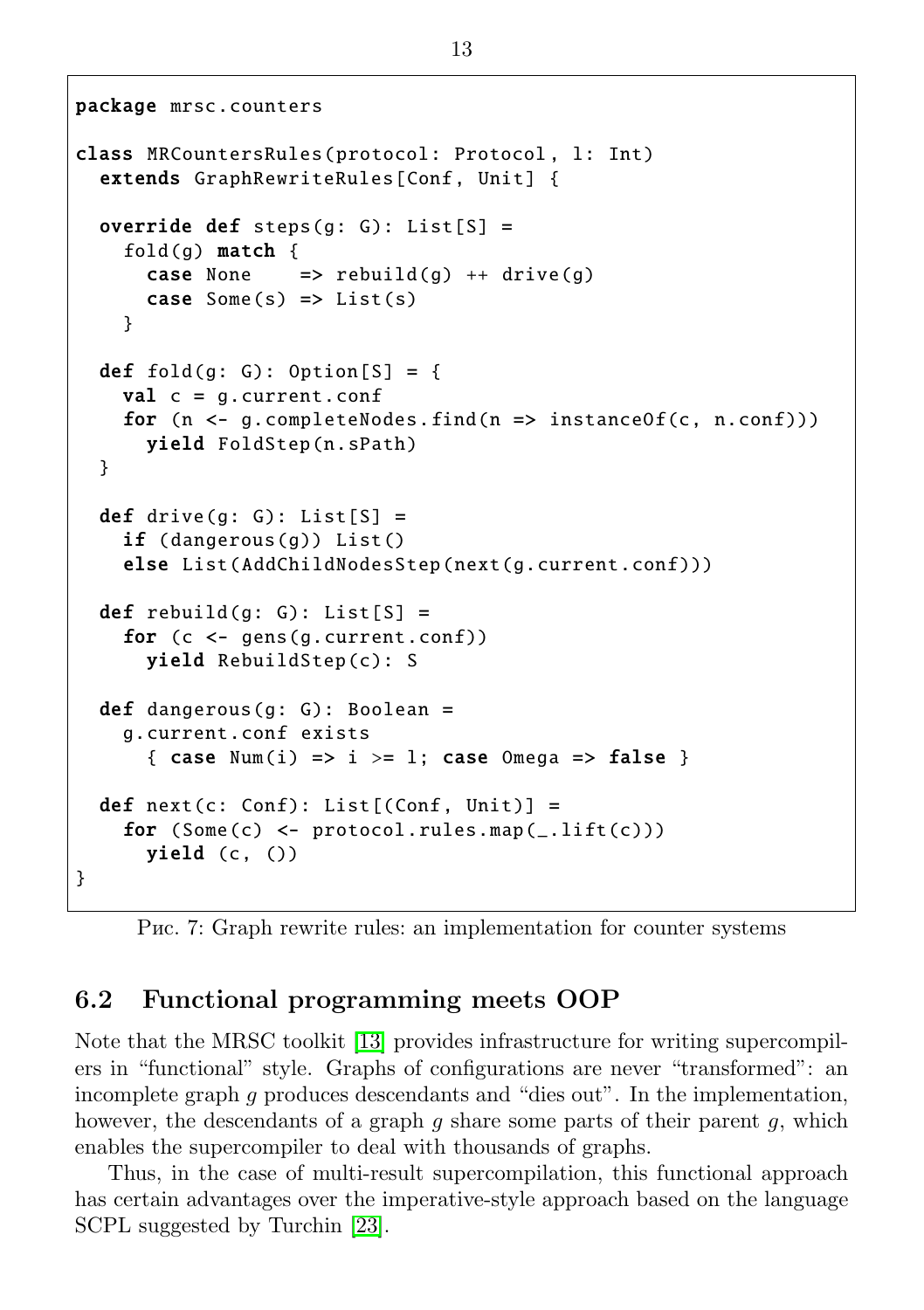```
package mrsc.counters

class MRCountersRules(protocol: Protocol, l: Int)
  extends GraphRewriteRules[Conf, Unit] {

  override def steps(g: G): List[S] =
    fold(g) match {
      case None    => rebuild(g) ++ drive(g)
      case Some(s) => List(s)
    }

  def fold(g: G): Option[S] = {
    val c = g.current.conf
    for (n <- g.completeNodes.find(n => instanceOf(c, n.conf)))
      yield FoldStep(n.sPath)
  }

  def drive(g: G): List[S] =
    if (dangerous(g)) List()
    else List(AddChildNodesStep(next(g.current.conf)))

  def rebuild(g: G): List[S] =
    for (c <- gens(g.current.conf))
      yield RebuildStep(c): S

  def dangerous(g: G): Boolean =
    g.current.conf exists
      { case Num(i) => i >= l; case Omega => false }

  def next(c: Conf): List[(Conf, Unit)] =
    for (Some(c) <- protocol.rules.map(_.lift(c)))
      yield (c, ())
}
```

Рис. 7: Graph rewrite rules: an implementation for counter systems

## 6.2 Functional programming meets OOP

Note that the MRSC toolkit [13] provides infrastructure for writing supercompilers in "functional" style. Graphs of configurations are never "transformed": an incomplete graph $g$ produces descendants and "dies out". In the implementation, however, the descendants of a graph $g$ share some parts of their parent $g$, which enables the supercompiler to deal with thousands of graphs.

Thus, in the case of multi-result supercompilation, this functional approach has certain advantages over the imperative-style approach based on the language SCPL suggested by Turchin [23].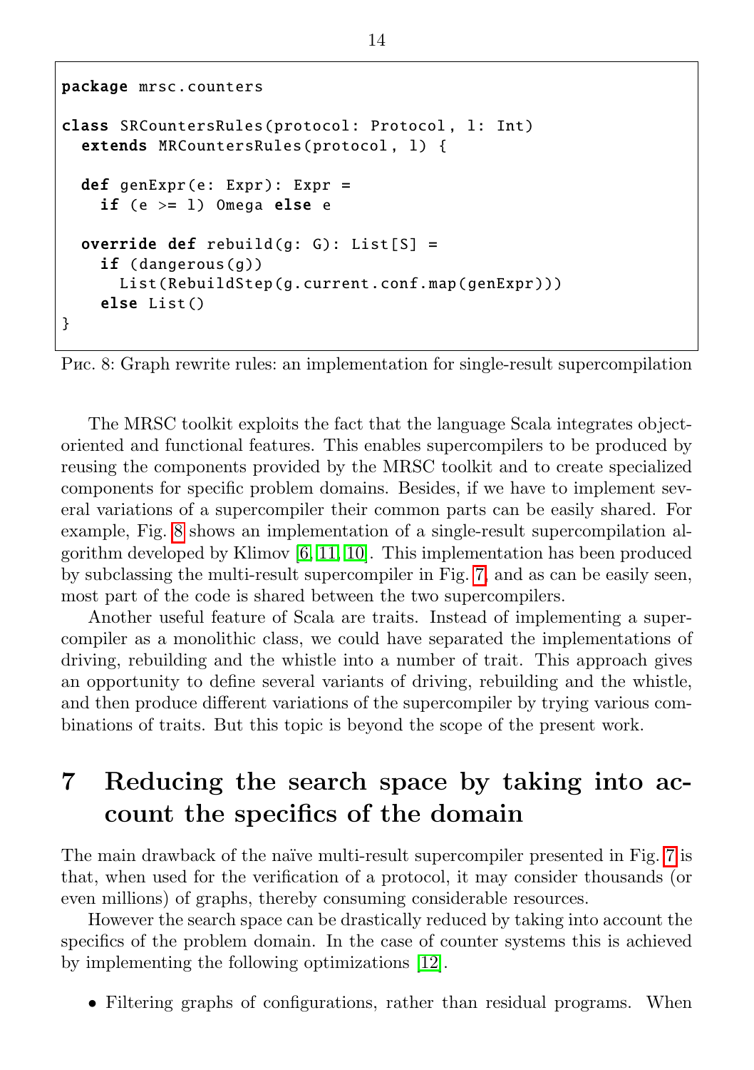```
package mrsc.counters

class SRCountersRules(protocol: Protocol, l: Int)
  extends MRCountersRules(protocol, l) {

  def genExpr(e: Expr): Expr =
    if (e >= l) Omega else e

  override def rebuild(g: G): List[S] =
    if (dangerous(g))
      List(RebuildStep(g.current.conf.map(genExpr)))
    else List()
}
```

Рис. 8: Graph rewrite rules: an implementation for single-result supercompilation

The MRSC toolkit exploits the fact that the language Scala integrates object-oriented and functional features. This enables supercompilers to be produced by reusing the components provided by the MRSC toolkit and to create specialized components for specific problem domains. Besides, if we have to implement several variations of a supercompiler their common parts can be easily shared. For example, Fig. 8 shows an implementation of a single-result supercompilation algorithm developed by Klimov [6, 11, 10]. This implementation has been produced by subclassing the multi-result supercompiler in Fig. 7, and as can be easily seen, most part of the code is shared between the two supercompilers.

Another useful feature of Scala are traits. Instead of implementing a supercompiler as a monolithic class, we could have separated the implementations of driving, rebuilding and the whistle into a number of trait. This approach gives an opportunity to define several variants of driving, rebuilding and the whistle, and then produce different variations of the supercompiler by trying various combinations of traits. But this topic is beyond the scope of the present work.

# 7 Reducing the search space by taking into account the specifics of the domain

The main drawback of the naïve multi-result supercompiler presented in Fig. 7 is that, when used for the verification of a protocol, it may consider thousands (or even millions) of graphs, thereby consuming considerable resources.

However the search space can be drastically reduced by taking into account the specifics of the problem domain. In the case of counter systems this is achieved by implementing the following optimizations [12].

- Filtering graphs of configurations, rather than residual programs. When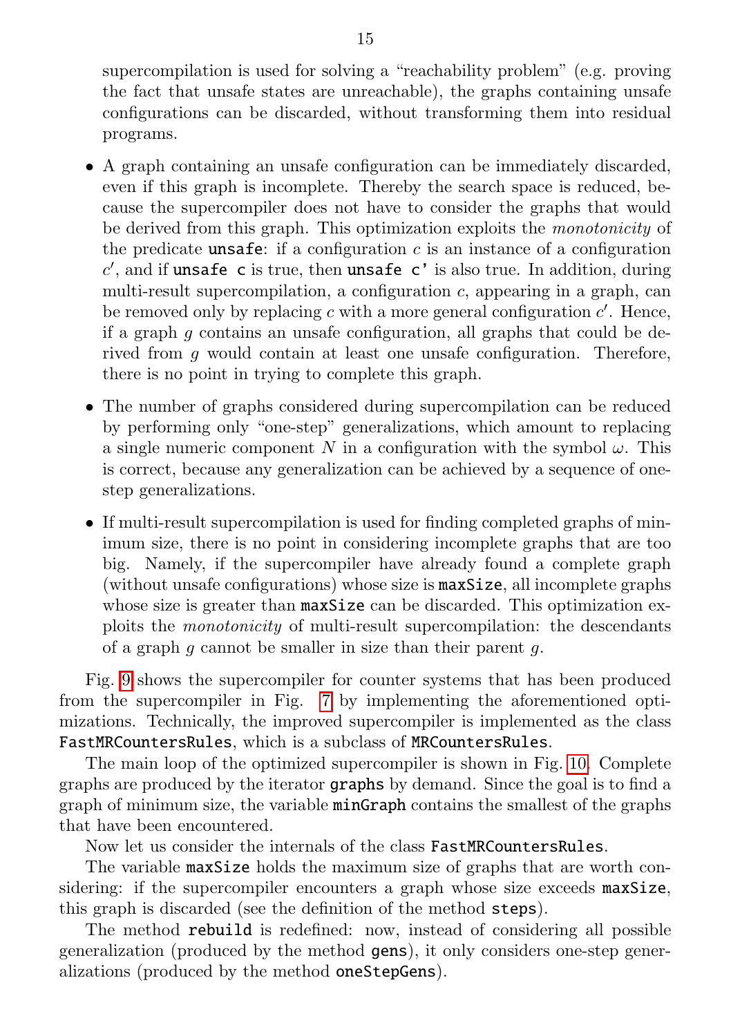supercompilation is used for solving a "reachability problem" (e.g. proving the fact that unsafe states are unreachable), the graphs containing unsafe configurations can be discarded, without transforming them into residual programs.

- A graph containing an unsafe configuration can be immediately discarded, even if this graph is incomplete. Thereby the search space is reduced, because the supercompiler does not have to consider the graphs that would be derived from this graph. This optimization exploits the *monotonicity* of the predicate `unsafe`: if a configuration $c$ is an instance of a configuration $c'$, and if `unsafe c` is true, then `unsafe c'` is also true. In addition, during multi-result supercompilation, a configuration $c$, appearing in a graph, can be removed only by replacing $c$ with a more general configuration $c'$. Hence, if a graph $g$ contains an unsafe configuration, all graphs that could be derived from $g$ would contain at least one unsafe configuration. Therefore, there is no point in trying to complete this graph.
- The number of graphs considered during supercompilation can be reduced by performing only "one-step" generalizations, which amount to replacing a single numeric component $N$ in a configuration with the symbol $\omega$. This is correct, because any generalization can be achieved by a sequence of one-step generalizations.
- If multi-result supercompilation is used for finding completed graphs of minimum size, there is no point in considering incomplete graphs that are too big. Namely, if the supercompiler have already found a complete graph (without unsafe configurations) whose size is `maxSize`, all incomplete graphs whose size is greater than `maxSize` can be discarded. This optimization exploits the *monotonicity* of multi-result supercompilation: the descendants of a graph $g$ cannot be smaller in size than their parent $g$.

Fig. 9 shows the supercompiler for counter systems that has been produced from the supercompiler in Fig. 7 by implementing the aforementioned optimizations. Technically, the improved supercompiler is implemented as the class `FastMRCountersRules`, which is a subclass of `MRCountersRules`.

The main loop of the optimized supercompiler is shown in Fig. 10. Complete graphs are produced by the iterator `graphs` by demand. Since the goal is to find a graph of minimum size, the variable `minGraph` contains the smallest of the graphs that have been encountered.

Now let us consider the internals of the class `FastMRCountersRules`.

The variable `maxSize` holds the maximum size of graphs that are worth considering: if the supercompiler encounters a graph whose size exceeds `maxSize`, this graph is discarded (see the definition of the method `steps`).

The method `rebuild` is redefined: now, instead of considering all possible generalization (produced by the method `gens`), it only considers one-step generalizations (produced by the method `oneStepGens`).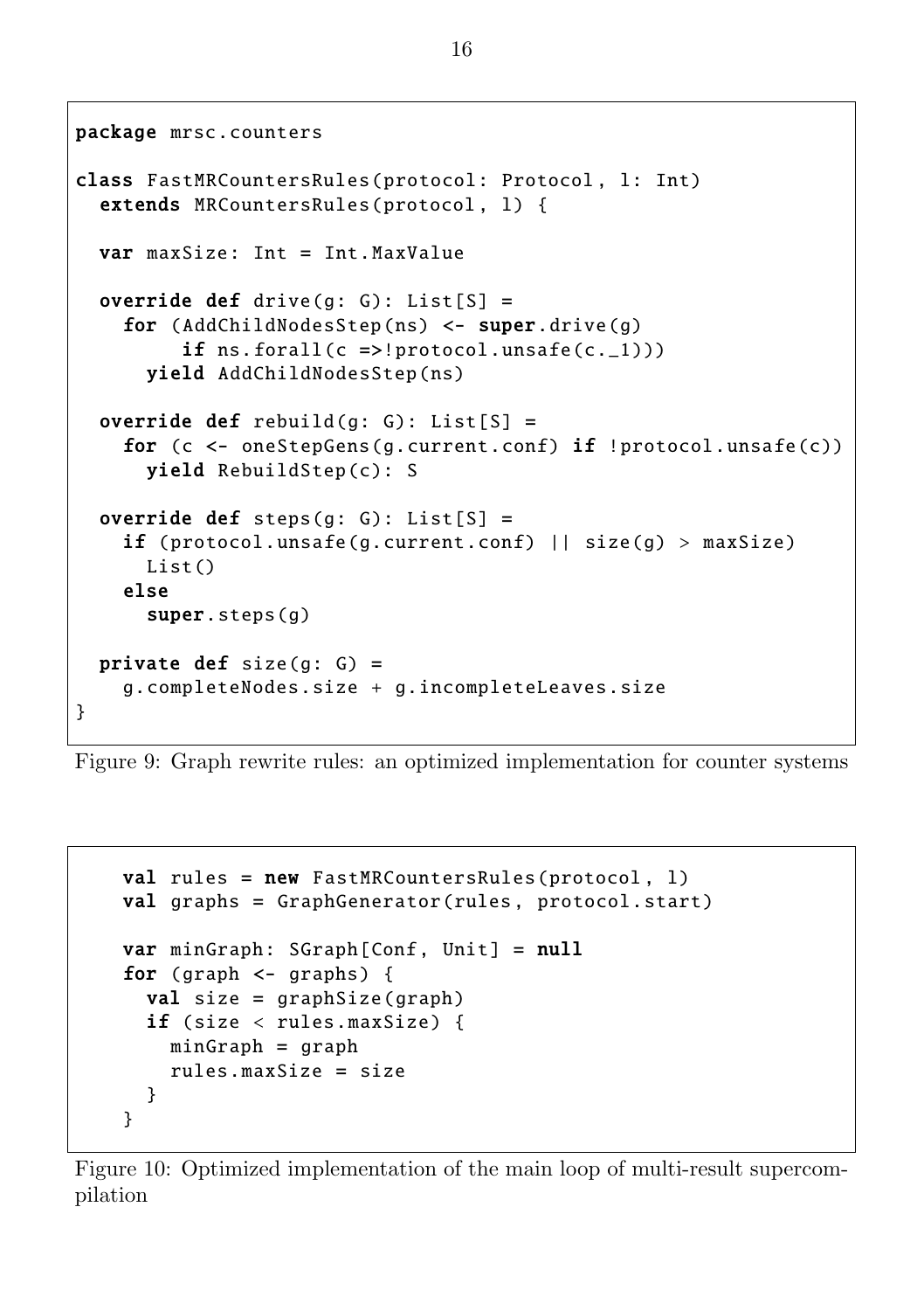```scala
package mrsc.counters

class FastMRCountersRules(protocol: Protocol, l: Int)
  extends MRCountersRules(protocol, l) {

  var maxSize: Int = Int.MaxValue

  override def drive(g: G): List[S] =
    for (AddChildNodesStep(ns) <- super.drive(g)
         if ns.forall(c =>!protocol.unsafe(c._1)))
      yield AddChildNodesStep(ns)

  override def rebuild(g: G): List[S] =
    for (c <- oneStepGens(g.current.conf) if !protocol.unsafe(c))
      yield RebuildStep(c): S

  override def steps(g: G): List[S] =
    if (protocol.unsafe(g.current.conf) || size(g) > maxSize)
      List()
    else
      super.steps(g)

  private def size(g: G) =
    g.completeNodes.size + g.incompleteLeaves.size
}
```

Figure 9: Graph rewrite rules: an optimized implementation for counter systems

```scala
    val rules = new FastMRCountersRules(protocol, l)
    val graphs = GraphGenerator(rules, protocol.start)

    var minGraph: SGraph[Conf, Unit] = null
    for (graph <- graphs) {
      val size = graphSize(graph)
      if (size < rules.maxSize) {
        minGraph = graph
        rules.maxSize = size
      }
    }
```

Figure 10: Optimized implementation of the main loop of multi-result supercompilation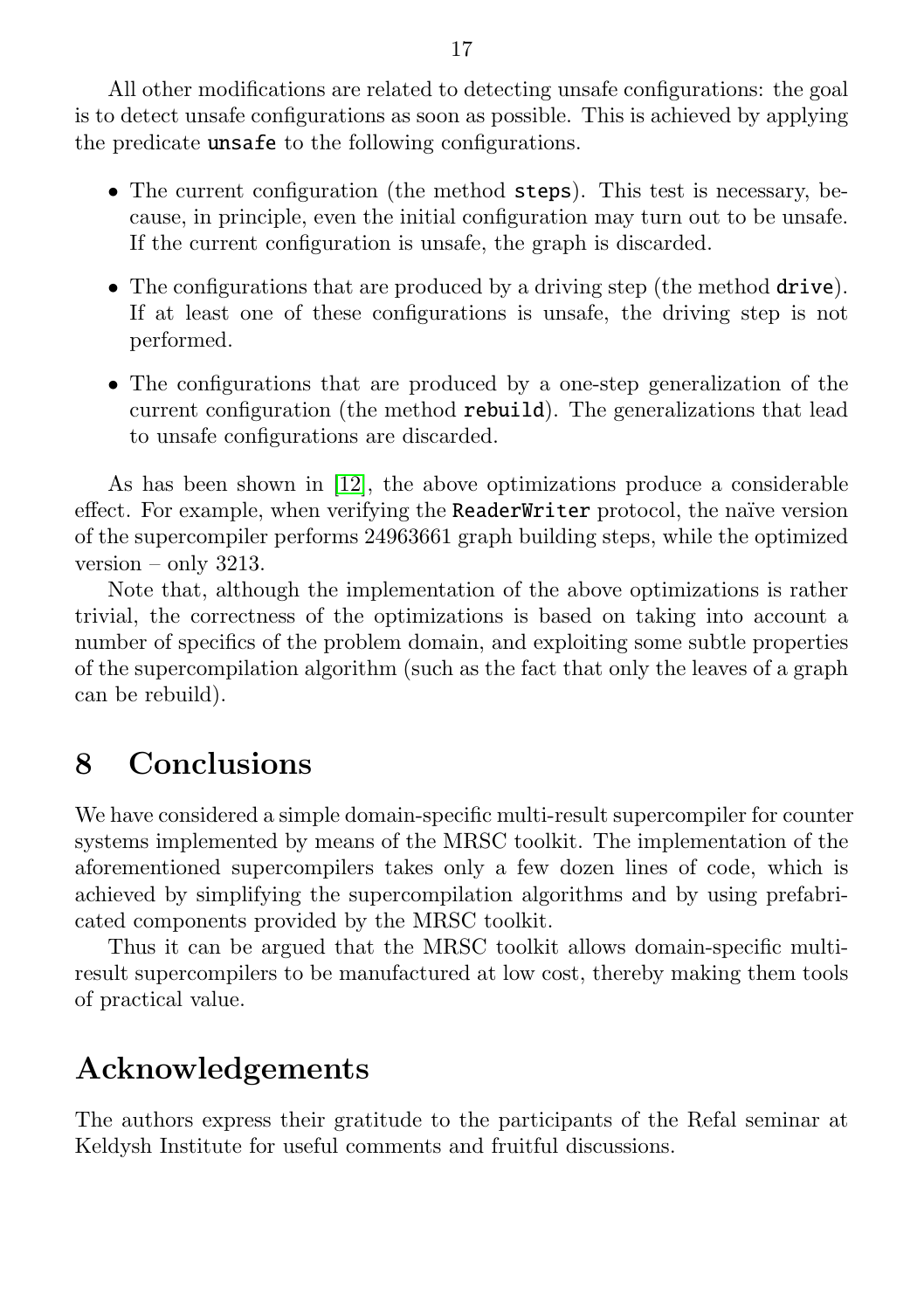All other modifications are related to detecting unsafe configurations: the goal is to detect unsafe configurations as soon as possible. This is achieved by applying the predicate `unsafe` to the following configurations.

- The current configuration (the method `steps`). This test is necessary, because, in principle, even the initial configuration may turn out to be unsafe. If the current configuration is unsafe, the graph is discarded.
- The configurations that are produced by a driving step (the method `drive`). If at least one of these configurations is unsafe, the driving step is not performed.
- The configurations that are produced by a one-step generalization of the current configuration (the method `rebuild`). The generalizations that lead to unsafe configurations are discarded.

As has been shown in [12], the above optimizations produce a considerable effect. For example, when verifying the `ReaderWriter` protocol, the naïve version of the supercompiler performs 24963661 graph building steps, while the optimized version – only 3213.

Note that, although the implementation of the above optimizations is rather trivial, the correctness of the optimizations is based on taking into account a number of specifics of the problem domain, and exploiting some subtle properties of the supercompilation algorithm (such as the fact that only the leaves of a graph can be rebuild).

## 8 Conclusions

We have considered a simple domain-specific multi-result supercompiler for counter systems implemented by means of the MRSC toolkit. The implementation of the aforementioned supercompilers takes only a few dozen lines of code, which is achieved by simplifying the supercompilation algorithms and by using prefabricated components provided by the MRSC toolkit.

Thus it can be argued that the MRSC toolkit allows domain-specific multi-result supercompilers to be manufactured at low cost, thereby making them tools of practical value.

## Acknowledgements

The authors express their gratitude to the participants of the Refal seminar at Keldysh Institute for useful comments and fruitful discussions.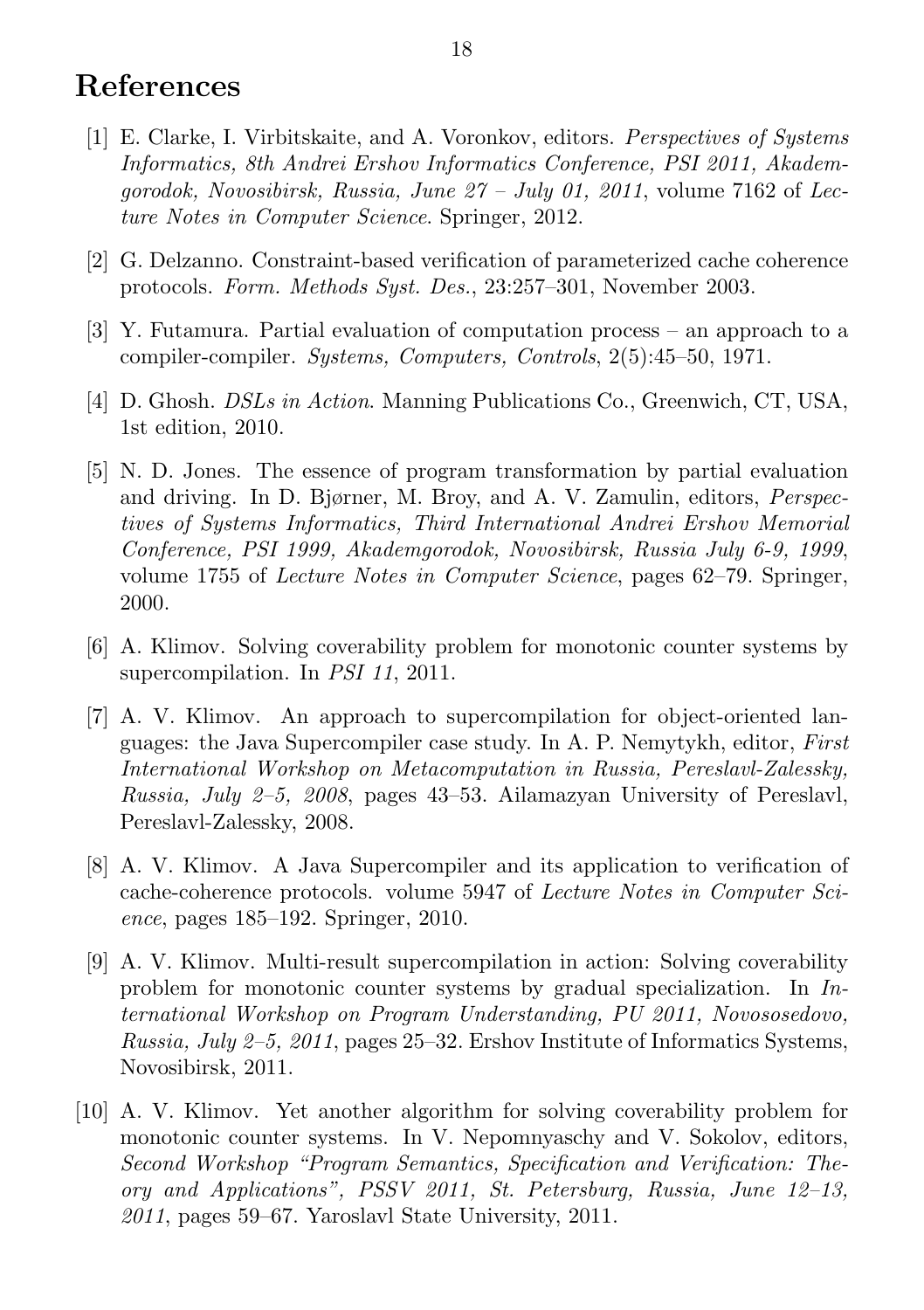# References

[1] E. Clarke, I. Virbitskaite, and A. Voronkov, editors. *Perspectives of Systems Informatics, 8th Andrei Ershov Informatics Conference, PSI 2011, Akademgorodok, Novosibirsk, Russia, June 27 – July 01, 2011*, volume 7162 of *Lecture Notes in Computer Science*. Springer, 2012.

[2] G. Delzanno. Constraint-based verification of parameterized cache coherence protocols. *Form. Methods Syst. Des.*, 23:257–301, November 2003.

[3] Y. Futamura. Partial evaluation of computation process – an approach to a compiler-compiler. *Systems, Computers, Controls*, 2(5):45–50, 1971.

[4] D. Ghosh. *DSLs in Action*. Manning Publications Co., Greenwich, CT, USA, 1st edition, 2010.

[5] N. D. Jones. The essence of program transformation by partial evaluation and driving. In D. Bjørner, M. Broy, and A. V. Zamulin, editors, *Perspectives of Systems Informatics, Third International Andrei Ershov Memorial Conference, PSI 1999, Akademgorodok, Novosibirsk, Russia July 6-9, 1999*, volume 1755 of *Lecture Notes in Computer Science*, pages 62–79. Springer, 2000.

[6] A. Klimov. Solving coverability problem for monotonic counter systems by supercompilation. In *PSI 11*, 2011.

[7] A. V. Klimov. An approach to supercompilation for object-oriented languages: the Java Supercompiler case study. In A. P. Nemytykh, editor, *First International Workshop on Metacomputation in Russia, Pereslavl-Zalessky, Russia, July 2–5, 2008*, pages 43–53. Ailamazyan University of Pereslavl, Pereslavl-Zalessky, 2008.

[8] A. V. Klimov. A Java Supercompiler and its application to verification of cache-coherence protocols. volume 5947 of *Lecture Notes in Computer Science*, pages 185–192. Springer, 2010.

[9] A. V. Klimov. Multi-result supercompilation in action: Solving coverability problem for monotonic counter systems by gradual specialization. In *International Workshop on Program Understanding, PU 2011, Novososedovo, Russia, July 2–5, 2011*, pages 25–32. Ershov Institute of Informatics Systems, Novosibirsk, 2011.

[10] A. V. Klimov. Yet another algorithm for solving coverability problem for monotonic counter systems. In V. Nepomnyaschy and V. Sokolov, editors, *Second Workshop "Program Semantics, Specification and Verification: Theory and Applications", PSSV 2011, St. Petersburg, Russia, June 12–13, 2011*, pages 59–67. Yaroslavl State University, 2011.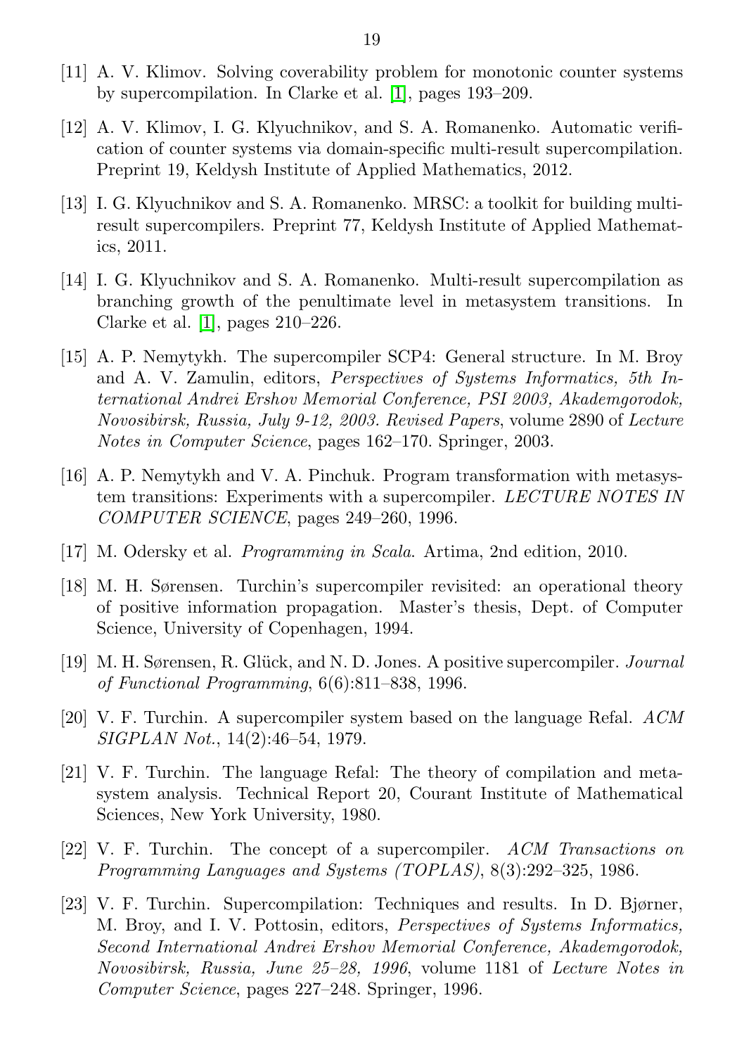[11] A. V. Klimov. Solving coverability problem for monotonic counter systems by supercompilation. In Clarke et al. [1], pages 193–209.

[12] A. V. Klimov, I. G. Klyuchnikov, and S. A. Romanenko. Automatic verification of counter systems via domain-specific multi-result supercompilation. Preprint 19, Keldysh Institute of Applied Mathematics, 2012.

[13] I. G. Klyuchnikov and S. A. Romanenko. MRSC: a toolkit for building multi-result supercompilers. Preprint 77, Keldysh Institute of Applied Mathematics, 2011.

[14] I. G. Klyuchnikov and S. A. Romanenko. Multi-result supercompilation as branching growth of the penultimate level in metasystem transitions. In Clarke et al. [1], pages 210–226.

[15] A. P. Nemytykh. The supercompiler SCP4: General structure. In M. Broy and A. V. Zamulin, editors, *Perspectives of Systems Informatics, 5th International Andrei Ershov Memorial Conference, PSI 2003, Akademgorodok, Novosibirsk, Russia, July 9-12, 2003. Revised Papers*, volume 2890 of *Lecture Notes in Computer Science*, pages 162–170. Springer, 2003.

[16] A. P. Nemytykh and V. A. Pinchuk. Program transformation with metasystem transitions: Experiments with a supercompiler. *LECTURE NOTES IN COMPUTER SCIENCE*, pages 249–260, 1996.

[17] M. Odersky et al. *Programming in Scala*. Artima, 2nd edition, 2010.

[18] M. H. Sørensen. Turchin's supercompiler revisited: an operational theory of positive information propagation. Master's thesis, Dept. of Computer Science, University of Copenhagen, 1994.

[19] M. H. Sørensen, R. Glück, and N. D. Jones. A positive supercompiler. *Journal of Functional Programming*, 6(6):811–838, 1996.

[20] V. F. Turchin. A supercompiler system based on the language Refal. *ACM SIGPLAN Not.*, 14(2):46–54, 1979.

[21] V. F. Turchin. The language Refal: The theory of compilation and metasystem analysis. Technical Report 20, Courant Institute of Mathematical Sciences, New York University, 1980.

[22] V. F. Turchin. The concept of a supercompiler. *ACM Transactions on Programming Languages and Systems (TOPLAS)*, 8(3):292–325, 1986.

[23] V. F. Turchin. Supercompilation: Techniques and results. In D. Bjørner, M. Broy, and I. V. Pottosin, editors, *Perspectives of Systems Informatics, Second International Andrei Ershov Memorial Conference, Akademgorodok, Novosibirsk, Russia, June 25–28, 1996*, volume 1181 of *Lecture Notes in Computer Science*, pages 227–248. Springer, 1996.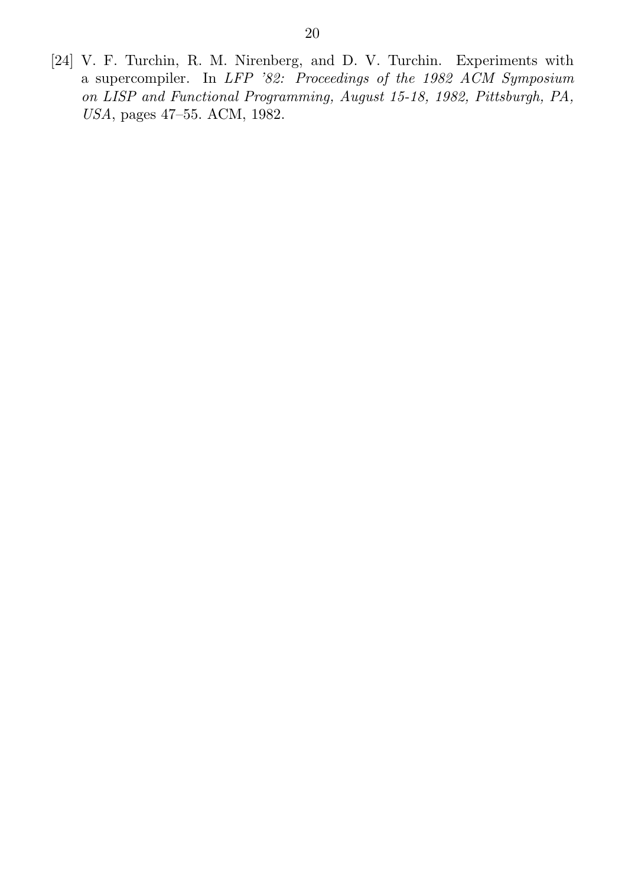[24] V. F. Turchin, R. M. Nirenberg, and D. V. Turchin. Experiments with a supercompiler. In *LFP '82: Proceedings of the 1982 ACM Symposium on LISP and Functional Programming, August 15-18, 1982, Pittsburgh, PA, USA*, pages 47–55. ACM, 1982.